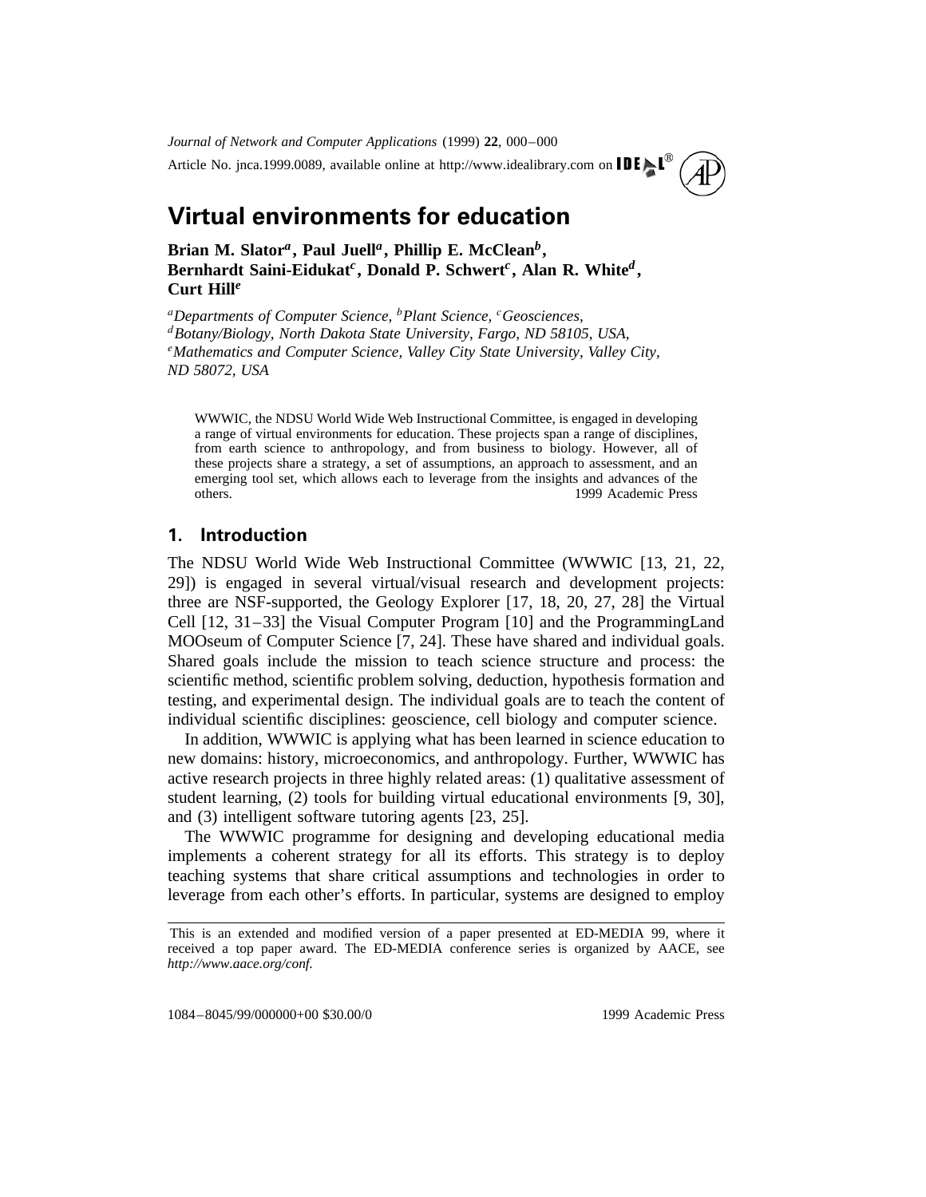# Virtual environments for education

**Brian M. Slator[a], Paul Juell[a], Phillip E. McClean[b], Bernhardt Saini-Eidukat[c], Donald P. Schwert[c], Alan R. White[d], Curt Hill[e]**

[a]*Departments of Computer Science,* [b]*Plant Science,* [c]*Geosciences,* [d]*Botany/Biology, North Dakota State University, Fargo, ND 58105, USA,* [e]*Mathematics and Computer Science, Valley City State University, Valley City, ND 58072, USA*

WWWIC, the NDSU World Wide Web Instructional Committee, is engaged in developing a range of virtual environments for education. These projects span a range of disciplines, from earth science to anthropology, and from business to biology. However, all of these projects share a strategy, a set of assumptions, an approach to assessment, and an emerging tool set, which allows each to leverage from the insights and advances of the others. 1999 Academic Press

## 1. Introduction

The NDSU World Wide Web Instructional Committee (WWWIC [13, 21, 22, 29]) is engaged in several virtual/visual research and development projects: three are NSF-supported, the Geology Explorer [17, 18, 20, 27, 28] the Virtual Cell [12, 31–33] the Visual Computer Program [10] and the ProgrammingLand MOOseum of Computer Science [7, 24]. These have shared and individual goals. Shared goals include the mission to teach science structure and process: the scientific method, scientific problem solving, deduction, hypothesis formation and testing, and experimental design. The individual goals are to teach the content of individual scientific disciplines: geoscience, cell biology and computer science.

In addition, WWWIC is applying what has been learned in science education to new domains: history, microeconomics, and anthropology. Further, WWWIC has active research projects in three highly related areas: (1) qualitative assessment of student learning, (2) tools for building virtual educational environments [9, 30], and (3) intelligent software tutoring agents [23, 25].

The WWWIC programme for designing and developing educational media implements a coherent strategy for all its efforts. This strategy is to deploy teaching systems that share critical assumptions and technologies in order to leverage from each other's efforts. In particular, systems are designed to employ

This is an extended and modified version of a paper presented at ED-MEDIA 99, where it received a top paper award. The ED-MEDIA conference series is organized by AACE, see *http://www.aace.org/conf.*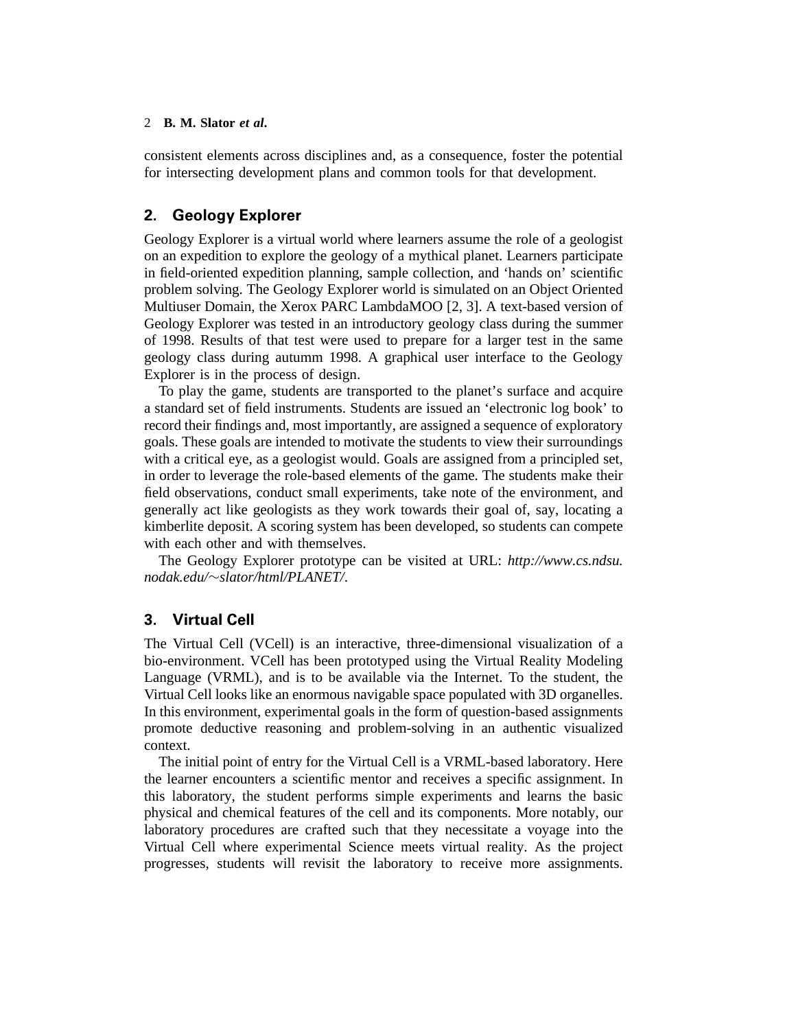consistent elements across disciplines and, as a consequence, foster the potential for intersecting development plans and common tools for that development.

## 2. Geology Explorer

Geology Explorer is a virtual world where learners assume the role of a geologist on an expedition to explore the geology of a mythical planet. Learners participate in field-oriented expedition planning, sample collection, and 'hands on' scientific problem solving. The Geology Explorer world is simulated on an Object Oriented Multiuser Domain, the Xerox PARC LambdaMOO [2, 3]. A text-based version of Geology Explorer was tested in an introductory geology class during the summer of 1998. Results of that test were used to prepare for a larger test in the same geology class during autumm 1998. A graphical user interface to the Geology Explorer is in the process of design.

To play the game, students are transported to the planet's surface and acquire a standard set of field instruments. Students are issued an 'electronic log book' to record their findings and, most importantly, are assigned a sequence of exploratory goals. These goals are intended to motivate the students to view their surroundings with a critical eye, as a geologist would. Goals are assigned from a principled set, in order to leverage the role-based elements of the game. The students make their field observations, conduct small experiments, take note of the environment, and generally act like geologists as they work towards their goal of, say, locating a kimberlite deposit. A scoring system has been developed, so students can compete with each other and with themselves.

The Geology Explorer prototype can be visited at URL: *http://www.cs.ndsu.nodak.edu/~slator/html/PLANET/*.

## 3. Virtual Cell

The Virtual Cell (VCell) is an interactive, three-dimensional visualization of a bio-environment. VCell has been prototyped using the Virtual Reality Modeling Language (VRML), and is to be available via the Internet. To the student, the Virtual Cell looks like an enormous navigable space populated with 3D organelles. In this environment, experimental goals in the form of question-based assignments promote deductive reasoning and problem-solving in an authentic visualized context.

The initial point of entry for the Virtual Cell is a VRML-based laboratory. Here the learner encounters a scientific mentor and receives a specific assignment. In this laboratory, the student performs simple experiments and learns the basic physical and chemical features of the cell and its components. More notably, our laboratory procedures are crafted such that they necessitate a voyage into the Virtual Cell where experimental Science meets virtual reality. As the project progresses, students will revisit the laboratory to receive more assignments.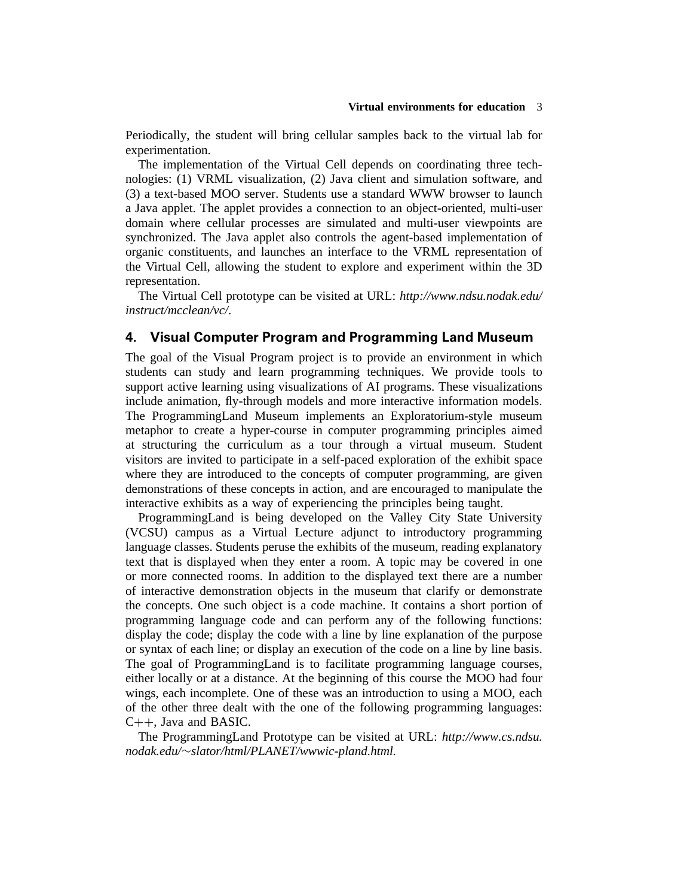Periodically, the student will bring cellular samples back to the virtual lab for experimentation.

The implementation of the Virtual Cell depends on coordinating three technologies: (1) VRML visualization, (2) Java client and simulation software, and (3) a text-based MOO server. Students use a standard WWW browser to launch a Java applet. The applet provides a connection to an object-oriented, multi-user domain where cellular processes are simulated and multi-user viewpoints are synchronized. The Java applet also controls the agent-based implementation of organic constituents, and launches an interface to the VRML representation of the Virtual Cell, allowing the student to explore and experiment within the 3D representation.

The Virtual Cell prototype can be visited at URL: *http://www.ndsu.nodak.edu/instruct/mcclean/vc/*.

## 4. Visual Computer Program and Programming Land Museum

The goal of the Visual Program project is to provide an environment in which students can study and learn programming techniques. We provide tools to support active learning using visualizations of AI programs. These visualizations include animation, fly-through models and more interactive information models. The ProgrammingLand Museum implements an Exploratorium-style museum metaphor to create a hyper-course in computer programming principles aimed at structuring the curriculum as a tour through a virtual museum. Student visitors are invited to participate in a self-paced exploration of the exhibit space where they are introduced to the concepts of computer programming, are given demonstrations of these concepts in action, and are encouraged to manipulate the interactive exhibits as a way of experiencing the principles being taught.

ProgrammingLand is being developed on the Valley City State University (VCSU) campus as a Virtual Lecture adjunct to introductory programming language classes. Students peruse the exhibits of the museum, reading explanatory text that is displayed when they enter a room. A topic may be covered in one or more connected rooms. In addition to the displayed text there are a number of interactive demonstration objects in the museum that clarify or demonstrate the concepts. One such object is a code machine. It contains a short portion of programming language code and can perform any of the following functions: display the code; display the code with a line by line explanation of the purpose or syntax of each line; or display an execution of the code on a line by line basis. The goal of ProgrammingLand is to facilitate programming language courses, either locally or at a distance. At the beginning of this course the MOO had four wings, each incomplete. One of these was an introduction to using a MOO, each of the other three dealt with the one of the following programming languages: C++, Java and BASIC.

The ProgrammingLand Prototype can be visited at URL: *http://www.cs.ndsu.nodak.edu/~slator/html/PLANET/wwwic-pland.html.*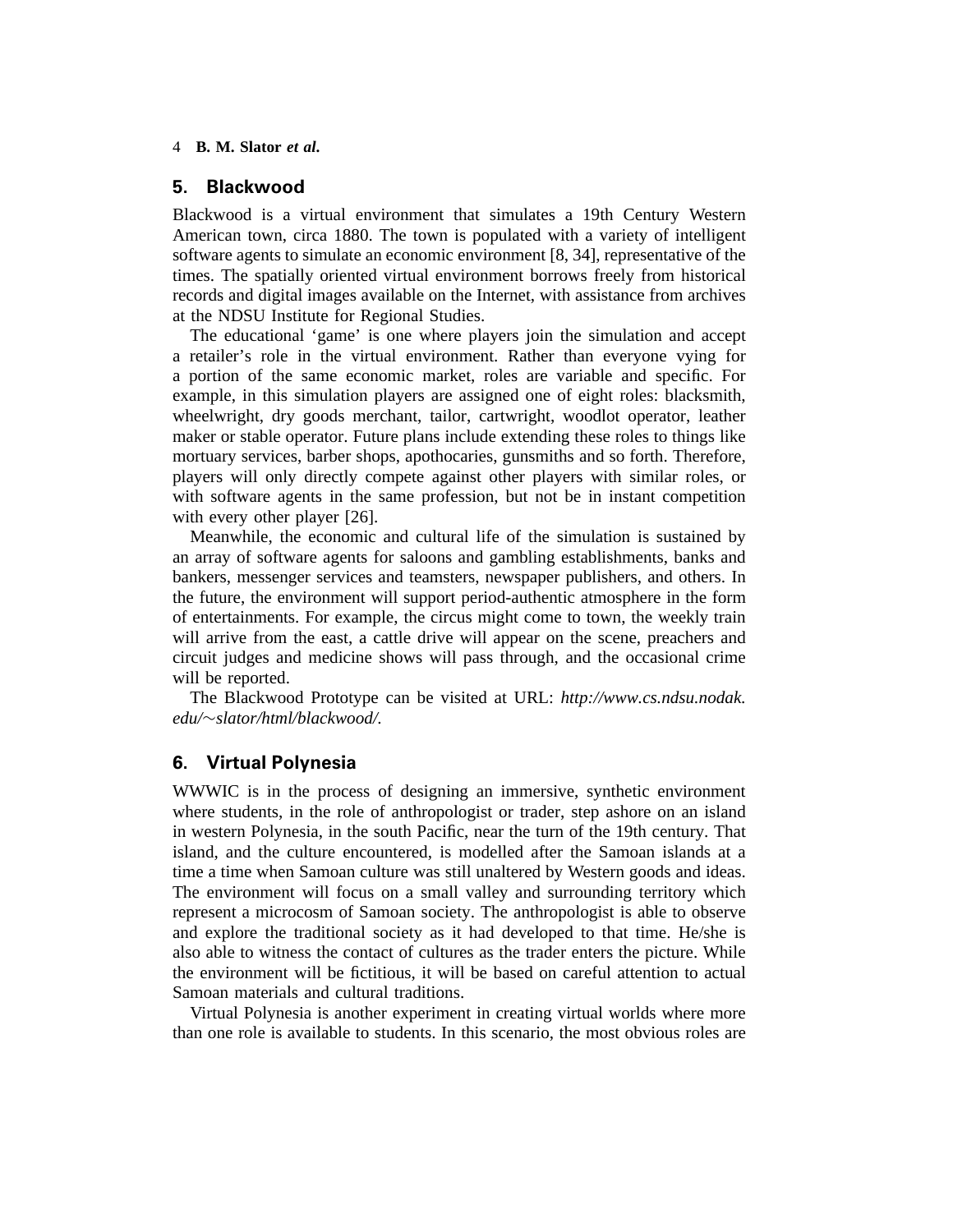## 5. Blackwood

Blackwood is a virtual environment that simulates a 19th Century Western American town, circa 1880. The town is populated with a variety of intelligent software agents to simulate an economic environment [8, 34], representative of the times. The spatially oriented virtual environment borrows freely from historical records and digital images available on the Internet, with assistance from archives at the NDSU Institute for Regional Studies.

The educational 'game' is one where players join the simulation and accept a retailer's role in the virtual environment. Rather than everyone vying for a portion of the same economic market, roles are variable and specific. For example, in this simulation players are assigned one of eight roles: blacksmith, wheelwright, dry goods merchant, tailor, cartwright, woodlot operator, leather maker or stable operator. Future plans include extending these roles to things like mortuary services, barber shops, apothocaries, gunsmiths and so forth. Therefore, players will only directly compete against other players with similar roles, or with software agents in the same profession, but not be in instant competition with every other player [26].

Meanwhile, the economic and cultural life of the simulation is sustained by an array of software agents for saloons and gambling establishments, banks and bankers, messenger services and teamsters, newspaper publishers, and others. In the future, the environment will support period-authentic atmosphere in the form of entertainments. For example, the circus might come to town, the weekly train will arrive from the east, a cattle drive will appear on the scene, preachers and circuit judges and medicine shows will pass through, and the occasional crime will be reported.

The Blackwood Prototype can be visited at URL: *http://www.cs.ndsu.nodak.edu/~slator/html/blackwood/.*

## 6. Virtual Polynesia

WWWIC is in the process of designing an immersive, synthetic environment where students, in the role of anthropologist or trader, step ashore on an island in western Polynesia, in the south Pacific, near the turn of the 19th century. That island, and the culture encountered, is modelled after the Samoan islands at a time a time when Samoan culture was still unaltered by Western goods and ideas. The environment will focus on a small valley and surrounding territory which represent a microcosm of Samoan society. The anthropologist is able to observe and explore the traditional society as it had developed to that time. He/she is also able to witness the contact of cultures as the trader enters the picture. While the environment will be fictitious, it will be based on careful attention to actual Samoan materials and cultural traditions.

Virtual Polynesia is another experiment in creating virtual worlds where more than one role is available to students. In this scenario, the most obvious roles are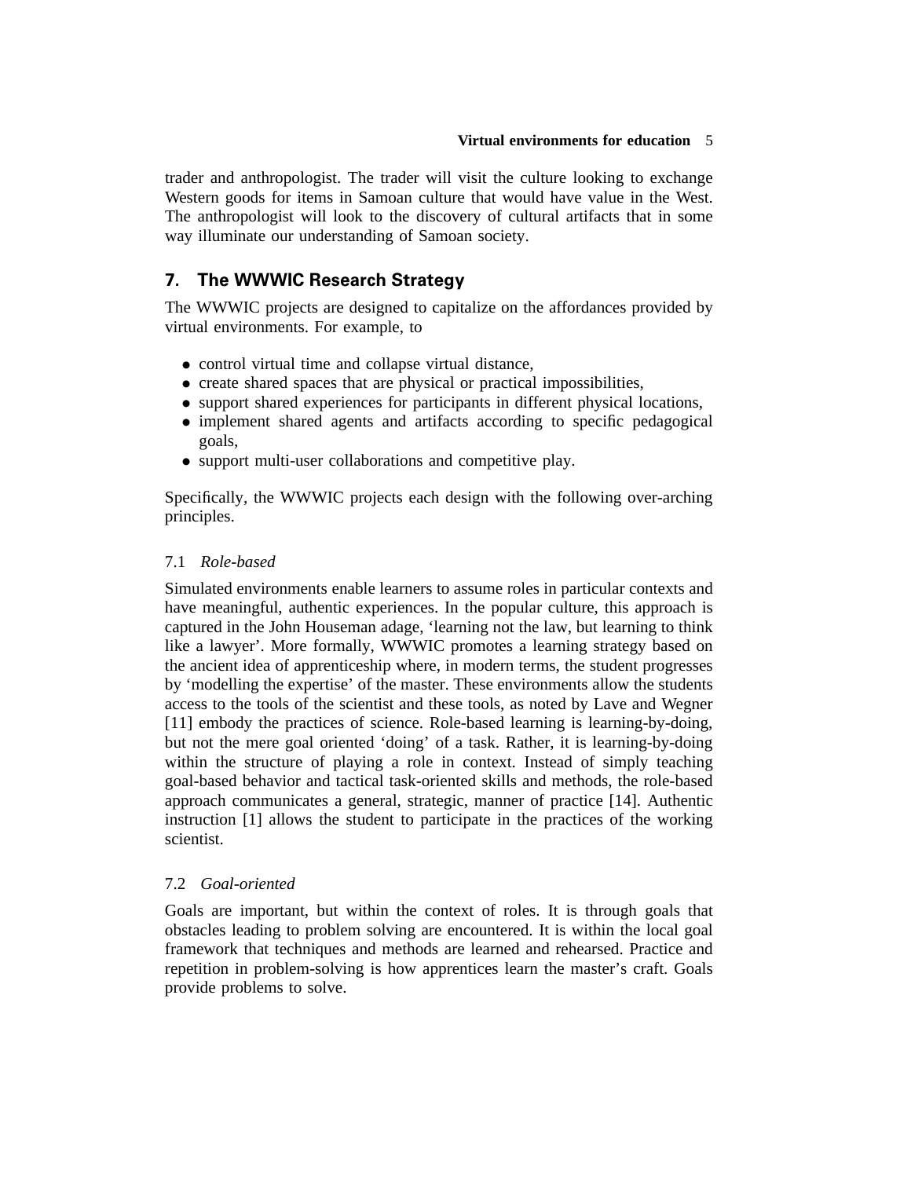trader and anthropologist. The trader will visit the culture looking to exchange Western goods for items in Samoan culture that would have value in the West. The anthropologist will look to the discovery of cultural artifacts that in some way illuminate our understanding of Samoan society.

## 7. The WWWIC Research Strategy

The WWWIC projects are designed to capitalize on the affordances provided by virtual environments. For example, to

- control virtual time and collapse virtual distance,
- create shared spaces that are physical or practical impossibilities,
- support shared experiences for participants in different physical locations,
- implement shared agents and artifacts according to specific pedagogical goals,
- support multi-user collaborations and competitive play.

Specifically, the WWWIC projects each design with the following over-arching principles.

### 7.1 *Role-based*

Simulated environments enable learners to assume roles in particular contexts and have meaningful, authentic experiences. In the popular culture, this approach is captured in the John Houseman adage, 'learning not the law, but learning to think like a lawyer'. More formally, WWWIC promotes a learning strategy based on the ancient idea of apprenticeship where, in modern terms, the student progresses by 'modelling the expertise' of the master. These environments allow the students access to the tools of the scientist and these tools, as noted by Lave and Wegner [11] embody the practices of science. Role-based learning is learning-by-doing, but not the mere goal oriented 'doing' of a task. Rather, it is learning-by-doing within the structure of playing a role in context. Instead of simply teaching goal-based behavior and tactical task-oriented skills and methods, the role-based approach communicates a general, strategic, manner of practice [14]. Authentic instruction [1] allows the student to participate in the practices of the working scientist.

### 7.2 *Goal-oriented*

Goals are important, but within the context of roles. It is through goals that obstacles leading to problem solving are encountered. It is within the local goal framework that techniques and methods are learned and rehearsed. Practice and repetition in problem-solving is how apprentices learn the master's craft. Goals provide problems to solve.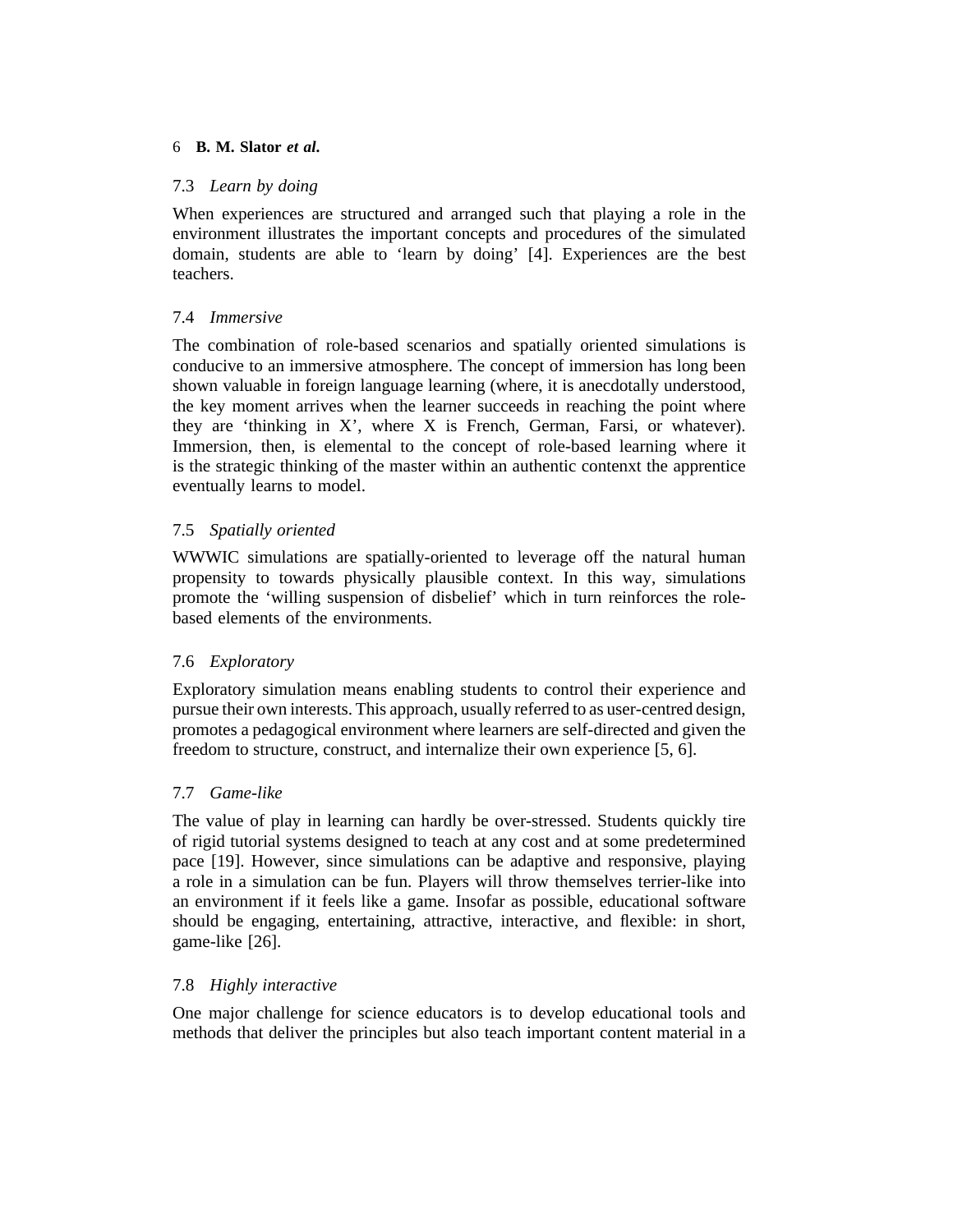### 7.3 *Learn by doing*

When experiences are structured and arranged such that playing a role in the environment illustrates the important concepts and procedures of the simulated domain, students are able to 'learn by doing' [4]. Experiences are the best teachers.

### 7.4 *Immersive*

The combination of role-based scenarios and spatially oriented simulations is conducive to an immersive atmosphere. The concept of immersion has long been shown valuable in foreign language learning (where, it is anecdotally understood, the key moment arrives when the learner succeeds in reaching the point where they are 'thinking in X', where X is French, German, Farsi, or whatever). Immersion, then, is elemental to the concept of role-based learning where it is the strategic thinking of the master within an authentic contenxt the apprentice eventually learns to model.

### 7.5 *Spatially oriented*

WWWIC simulations are spatially-oriented to leverage off the natural human propensity to towards physically plausible context. In this way, simulations promote the 'willing suspension of disbelief' which in turn reinforces the role-based elements of the environments.

### 7.6 *Exploratory*

Exploratory simulation means enabling students to control their experience and pursue their own interests. This approach, usually referred to as user-centred design, promotes a pedagogical environment where learners are self-directed and given the freedom to structure, construct, and internalize their own experience [5, 6].

### 7.7 *Game-like*

The value of play in learning can hardly be over-stressed. Students quickly tire of rigid tutorial systems designed to teach at any cost and at some predetermined pace [19]. However, since simulations can be adaptive and responsive, playing a role in a simulation can be fun. Players will throw themselves terrier-like into an environment if it feels like a game. Insofar as possible, educational software should be engaging, entertaining, attractive, interactive, and flexible: in short, game-like [26].

### 7.8 *Highly interactive*

One major challenge for science educators is to develop educational tools and methods that deliver the principles but also teach important content material in a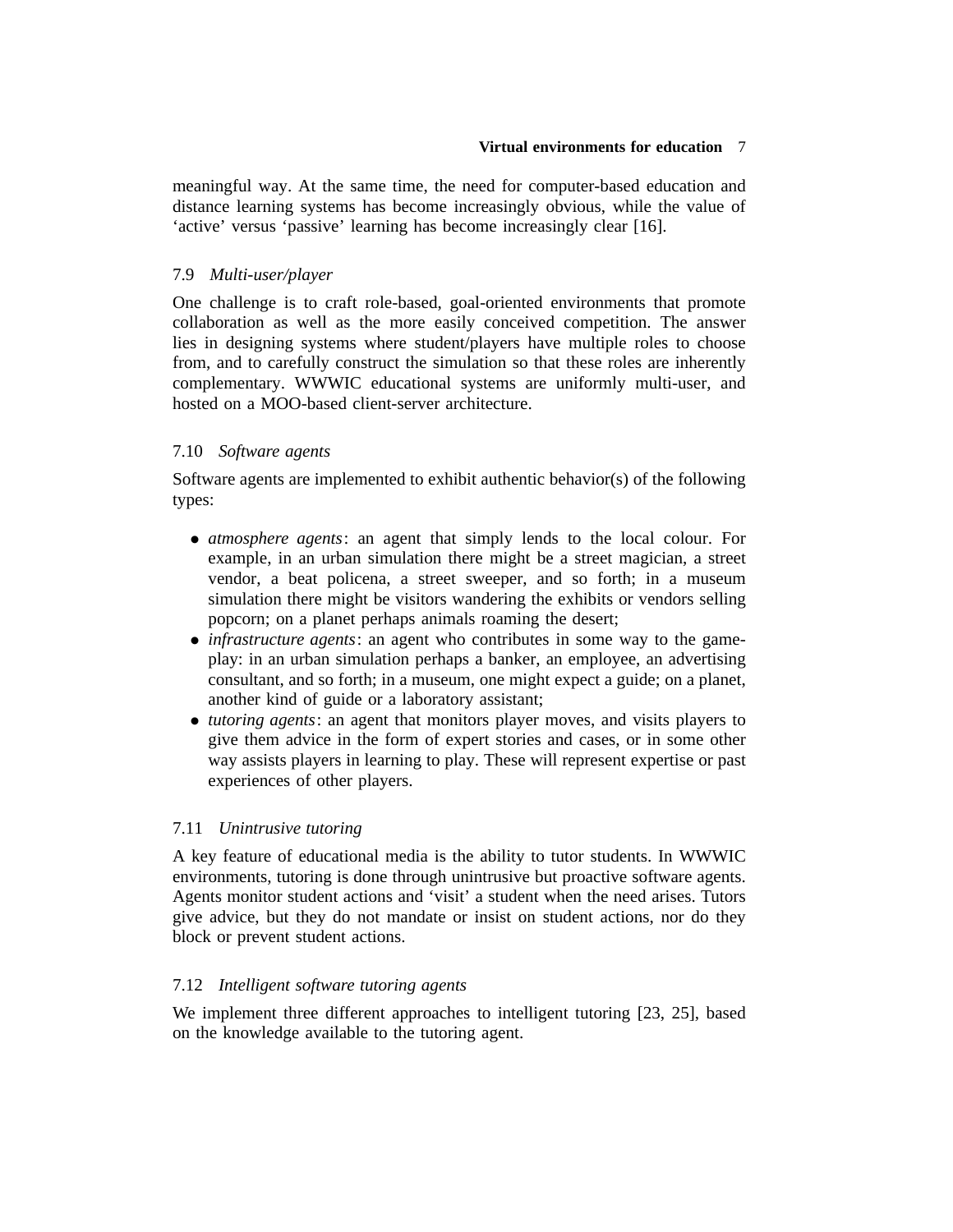meaningful way. At the same time, the need for computer-based education and distance learning systems has become increasingly obvious, while the value of 'active' versus 'passive' learning has become increasingly clear [16].

### 7.9 *Multi-user/player*

One challenge is to craft role-based, goal-oriented environments that promote collaboration as well as the more easily conceived competition. The answer lies in designing systems where student/players have multiple roles to choose from, and to carefully construct the simulation so that these roles are inherently complementary. WWWIC educational systems are uniformly multi-user, and hosted on a MOO-based client-server architecture.

### 7.10 *Software agents*

Software agents are implemented to exhibit authentic behavior(s) of the following types:

- *atmosphere agents*: an agent that simply lends to the local colour. For example, in an urban simulation there might be a street magician, a street vendor, a beat policena, a street sweeper, and so forth; in a museum simulation there might be visitors wandering the exhibits or vendors selling popcorn; on a planet perhaps animals roaming the desert;
- *infrastructure agents*: an agent who contributes in some way to the game-play: in an urban simulation perhaps a banker, an employee, an advertising consultant, and so forth; in a museum, one might expect a guide; on a planet, another kind of guide or a laboratory assistant;
- *tutoring agents*: an agent that monitors player moves, and visits players to give them advice in the form of expert stories and cases, or in some other way assists players in learning to play. These will represent expertise or past experiences of other players.

### 7.11 *Unintrusive tutoring*

A key feature of educational media is the ability to tutor students. In WWWIC environments, tutoring is done through unintrusive but proactive software agents. Agents monitor student actions and 'visit' a student when the need arises. Tutors give advice, but they do not mandate or insist on student actions, nor do they block or prevent student actions.

### 7.12 *Intelligent software tutoring agents*

We implement three different approaches to intelligent tutoring [23, 25], based on the knowledge available to the tutoring agent.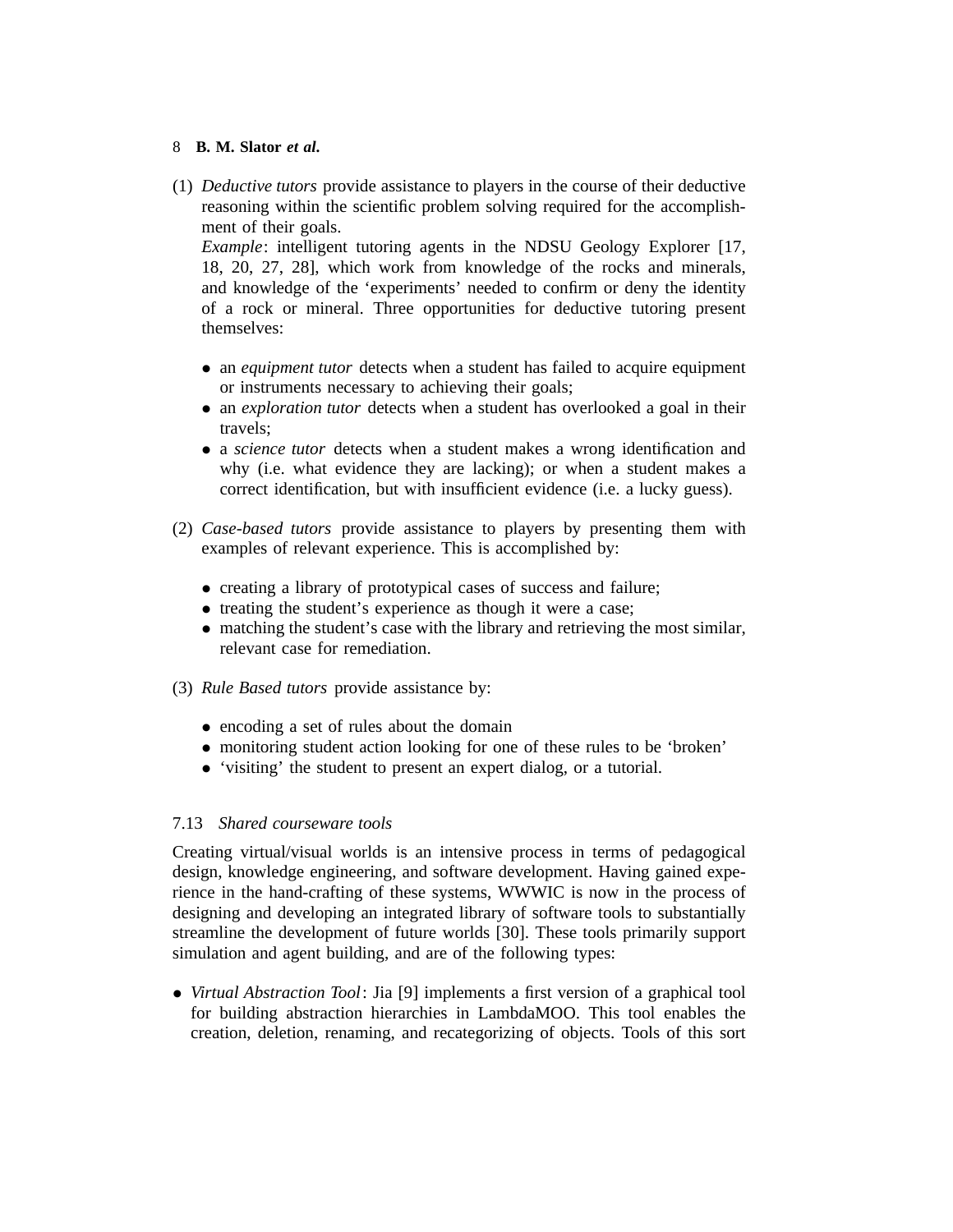(1) *Deductive tutors* provide assistance to players in the course of their deductive reasoning within the scientific problem solving required for the accomplishment of their goals.
*Example*: intelligent tutoring agents in the NDSU Geology Explorer [17, 18, 20, 27, 28], which work from knowledge of the rocks and minerals, and knowledge of the 'experiments' needed to confirm or deny the identity of a rock or mineral. Three opportunities for deductive tutoring present themselves:

   - an *equipment tutor* detects when a student has failed to acquire equipment or instruments necessary to achieving their goals;
   - an *exploration tutor* detects when a student has overlooked a goal in their travels;
   - a *science tutor* detects when a student makes a wrong identification and why (i.e. what evidence they are lacking); or when a student makes a correct identification, but with insufficient evidence (i.e. a lucky guess).

(2) *Case-based tutors* provide assistance to players by presenting them with examples of relevant experience. This is accomplished by:

   - creating a library of prototypical cases of success and failure;
   - treating the student's experience as though it were a case;
   - matching the student's case with the library and retrieving the most similar, relevant case for remediation.

(3) *Rule Based tutors* provide assistance by:

   - encoding a set of rules about the domain
   - monitoring student action looking for one of these rules to be 'broken'
   - 'visiting' the student to present an expert dialog, or a tutorial.

### 7.13 *Shared courseware tools*

Creating virtual/visual worlds is an intensive process in terms of pedagogical design, knowledge engineering, and software development. Having gained experience in the hand-crafting of these systems, WWWIC is now in the process of designing and developing an integrated library of software tools to substantially streamline the development of future worlds [30]. These tools primarily support simulation and agent building, and are of the following types:

- *Virtual Abstraction Tool*: Jia [9] implements a first version of a graphical tool for building abstraction hierarchies in LambdaMOO. This tool enables the creation, deletion, renaming, and recategorizing of objects. Tools of this sort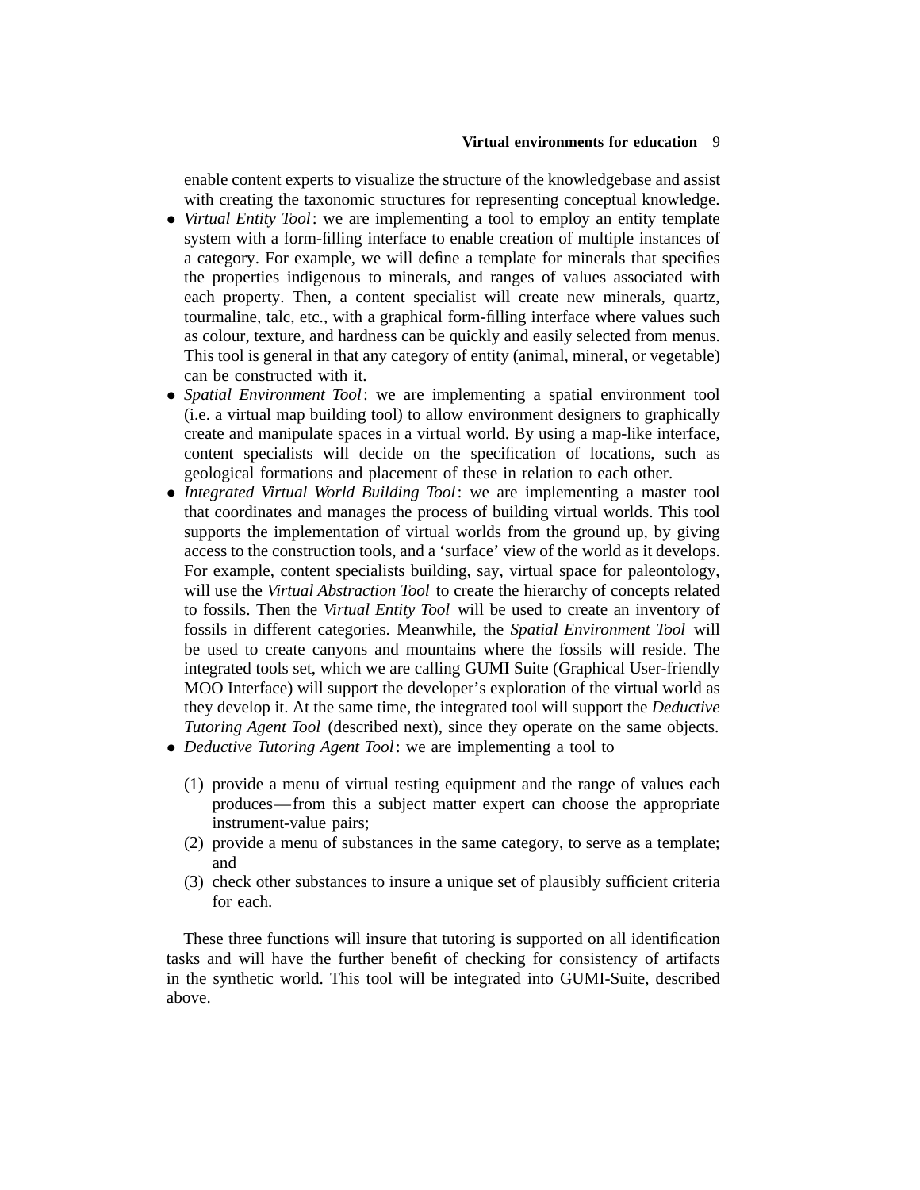enable content experts to visualize the structure of the knowledgebase and assist with creating the taxonomic structures for representing conceptual knowledge.

- *Virtual Entity Tool*: we are implementing a tool to employ an entity template system with a form-filling interface to enable creation of multiple instances of a category. For example, we will define a template for minerals that specifies the properties indigenous to minerals, and ranges of values associated with each property. Then, a content specialist will create new minerals, quartz, tourmaline, talc, etc., with a graphical form-filling interface where values such as colour, texture, and hardness can be quickly and easily selected from menus. This tool is general in that any category of entity (animal, mineral, or vegetable) can be constructed with it.
- *Spatial Environment Tool*: we are implementing a spatial environment tool (i.e. a virtual map building tool) to allow environment designers to graphically create and manipulate spaces in a virtual world. By using a map-like interface, content specialists will decide on the specification of locations, such as geological formations and placement of these in relation to each other.
- *Integrated Virtual World Building Tool*: we are implementing a master tool that coordinates and manages the process of building virtual worlds. This tool supports the implementation of virtual worlds from the ground up, by giving access to the construction tools, and a 'surface' view of the world as it develops. For example, content specialists building, say, virtual space for paleontology, will use the *Virtual Abstraction Tool* to create the hierarchy of concepts related to fossils. Then the *Virtual Entity Tool* will be used to create an inventory of fossils in different categories. Meanwhile, the *Spatial Environment Tool* will be used to create canyons and mountains where the fossils will reside. The integrated tools set, which we are calling GUMI Suite (Graphical User-friendly MOO Interface) will support the developer's exploration of the virtual world as they develop it. At the same time, the integrated tool will support the *Deductive Tutoring Agent Tool* (described next), since they operate on the same objects.
- *Deductive Tutoring Agent Tool*: we are implementing a tool to

  (1) provide a menu of virtual testing equipment and the range of values each produces—from this a subject matter expert can choose the appropriate instrument-value pairs;
  (2) provide a menu of substances in the same category, to serve as a template; and
  (3) check other substances to insure a unique set of plausibly sufficient criteria for each.

These three functions will insure that tutoring is supported on all identification tasks and will have the further benefit of checking for consistency of artifacts in the synthetic world. This tool will be integrated into GUMI-Suite, described above.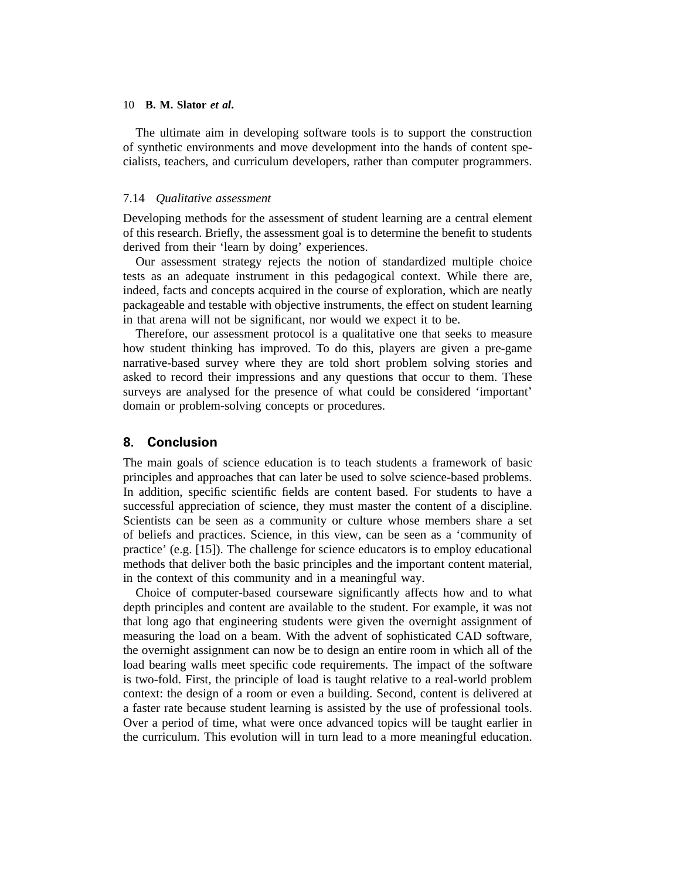The ultimate aim in developing software tools is to support the construction of synthetic environments and move development into the hands of content specialists, teachers, and curriculum developers, rather than computer programmers.

### 7.14 *Qualitative assessment*

Developing methods for the assessment of student learning are a central element of this research. Briefly, the assessment goal is to determine the benefit to students derived from their 'learn by doing' experiences.

Our assessment strategy rejects the notion of standardized multiple choice tests as an adequate instrument in this pedagogical context. While there are, indeed, facts and concepts acquired in the course of exploration, which are neatly packageable and testable with objective instruments, the effect on student learning in that arena will not be significant, nor would we expect it to be.

Therefore, our assessment protocol is a qualitative one that seeks to measure how student thinking has improved. To do this, players are given a pre-game narrative-based survey where they are told short problem solving stories and asked to record their impressions and any questions that occur to them. These surveys are analysed for the presence of what could be considered 'important' domain or problem-solving concepts or procedures.

## 8. Conclusion

The main goals of science education is to teach students a framework of basic principles and approaches that can later be used to solve science-based problems. In addition, specific scientific fields are content based. For students to have a successful appreciation of science, they must master the content of a discipline. Scientists can be seen as a community or culture whose members share a set of beliefs and practices. Science, in this view, can be seen as a 'community of practice' (e.g. [15]). The challenge for science educators is to employ educational methods that deliver both the basic principles and the important content material, in the context of this community and in a meaningful way.

Choice of computer-based courseware significantly affects how and to what depth principles and content are available to the student. For example, it was not that long ago that engineering students were given the overnight assignment of measuring the load on a beam. With the advent of sophisticated CAD software, the overnight assignment can now be to design an entire room in which all of the load bearing walls meet specific code requirements. The impact of the software is two-fold. First, the principle of load is taught relative to a real-world problem context: the design of a room or even a building. Second, content is delivered at a faster rate because student learning is assisted by the use of professional tools. Over a period of time, what were once advanced topics will be taught earlier in the curriculum. This evolution will in turn lead to a more meaningful education.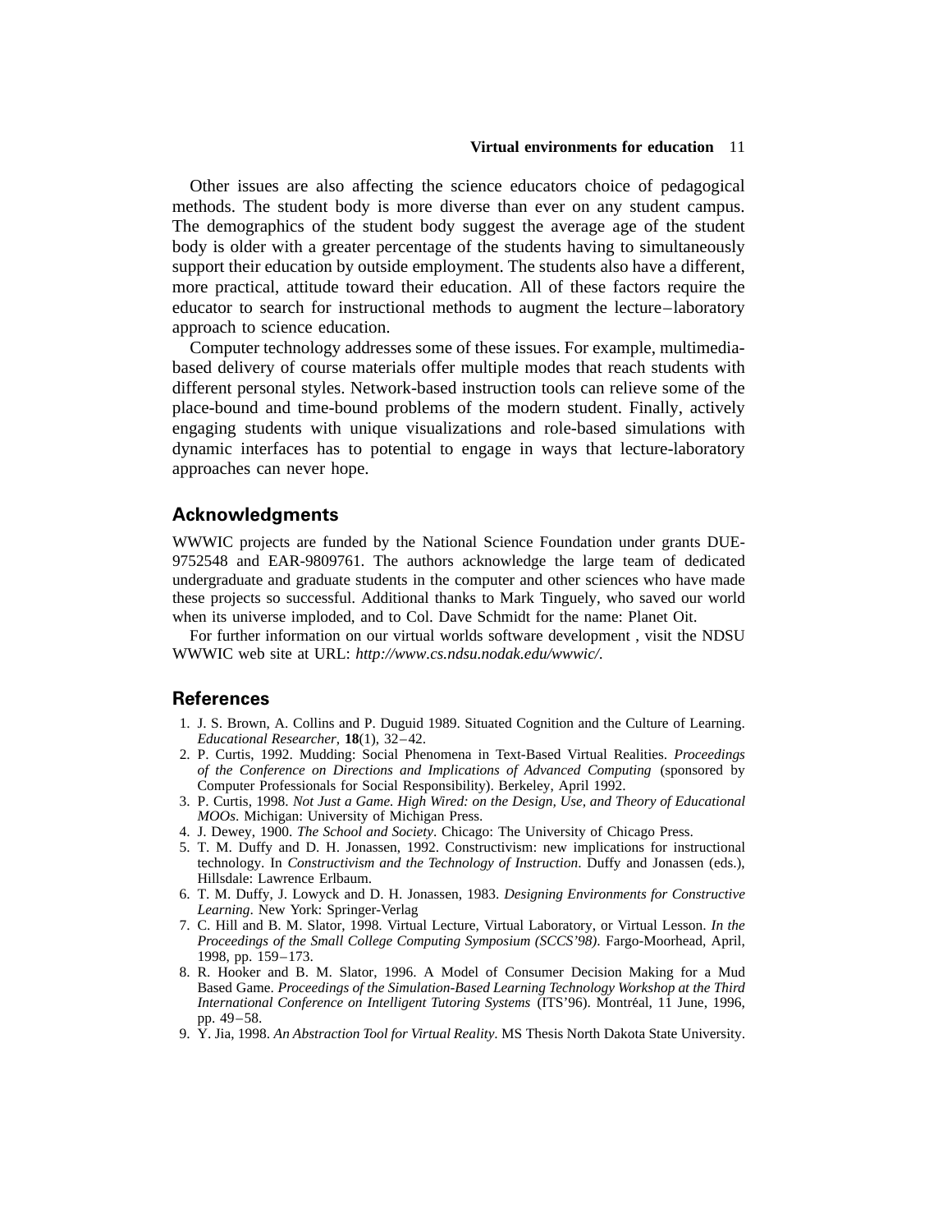Other issues are also affecting the science educators choice of pedagogical methods. The student body is more diverse than ever on any student campus. The demographics of the student body suggest the average age of the student body is older with a greater percentage of the students having to simultaneously support their education by outside employment. The students also have a different, more practical, attitude toward their education. All of these factors require the educator to search for instructional methods to augment the lecture–laboratory approach to science education.

Computer technology addresses some of these issues. For example, multimedia-based delivery of course materials offer multiple modes that reach students with different personal styles. Network-based instruction tools can relieve some of the place-bound and time-bound problems of the modern student. Finally, actively engaging students with unique visualizations and role-based simulations with dynamic interfaces has to potential to engage in ways that lecture-laboratory approaches can never hope.

## Acknowledgments

WWWIC projects are funded by the National Science Foundation under grants DUE-9752548 and EAR-9809761. The authors acknowledge the large team of dedicated undergraduate and graduate students in the computer and other sciences who have made these projects so successful. Additional thanks to Mark Tinguely, who saved our world when its universe imploded, and to Col. Dave Schmidt for the name: Planet Oit.

For further information on our virtual worlds software development , visit the NDSU WWWIC web site at URL: *http://www.cs.ndsu.nodak.edu/wwwic/*.

## References

1. J. S. Brown, A. Collins and P. Duguid 1989. Situated Cognition and the Culture of Learning. *Educational Researcher*, **18**(1), 32–42.
2. P. Curtis, 1992. Mudding: Social Phenomena in Text-Based Virtual Realities. *Proceedings of the Conference on Directions and Implications of Advanced Computing* (sponsored by Computer Professionals for Social Responsibility). Berkeley, April 1992.
3. P. Curtis, 1998. *Not Just a Game. High Wired: on the Design, Use, and Theory of Educational MOOs*. Michigan: University of Michigan Press.
4. J. Dewey, 1900. *The School and Society*. Chicago: The University of Chicago Press.
5. T. M. Duffy and D. H. Jonassen, 1992. Constructivism: new implications for instructional technology. In *Constructivism and the Technology of Instruction*. Duffy and Jonassen (eds.), Hillsdale: Lawrence Erlbaum.
6. T. M. Duffy, J. Lowyck and D. H. Jonassen, 1983. *Designing Environments for Constructive Learning*. New York: Springer-Verlag
7. C. Hill and B. M. Slator, 1998. Virtual Lecture, Virtual Laboratory, or Virtual Lesson. *In the Proceedings of the Small College Computing Symposium (SCCS'98)*. Fargo-Moorhead, April, 1998, pp. 159–173.
8. R. Hooker and B. M. Slator, 1996. A Model of Consumer Decision Making for a Mud Based Game. *Proceedings of the Simulation-Based Learning Technology Workshop at the Third International Conference on Intelligent Tutoring Systems* (ITS'96). Montréal, 11 June, 1996, pp. 49–58.
9. Y. Jia, 1998. *An Abstraction Tool for Virtual Reality*. MS Thesis North Dakota State University.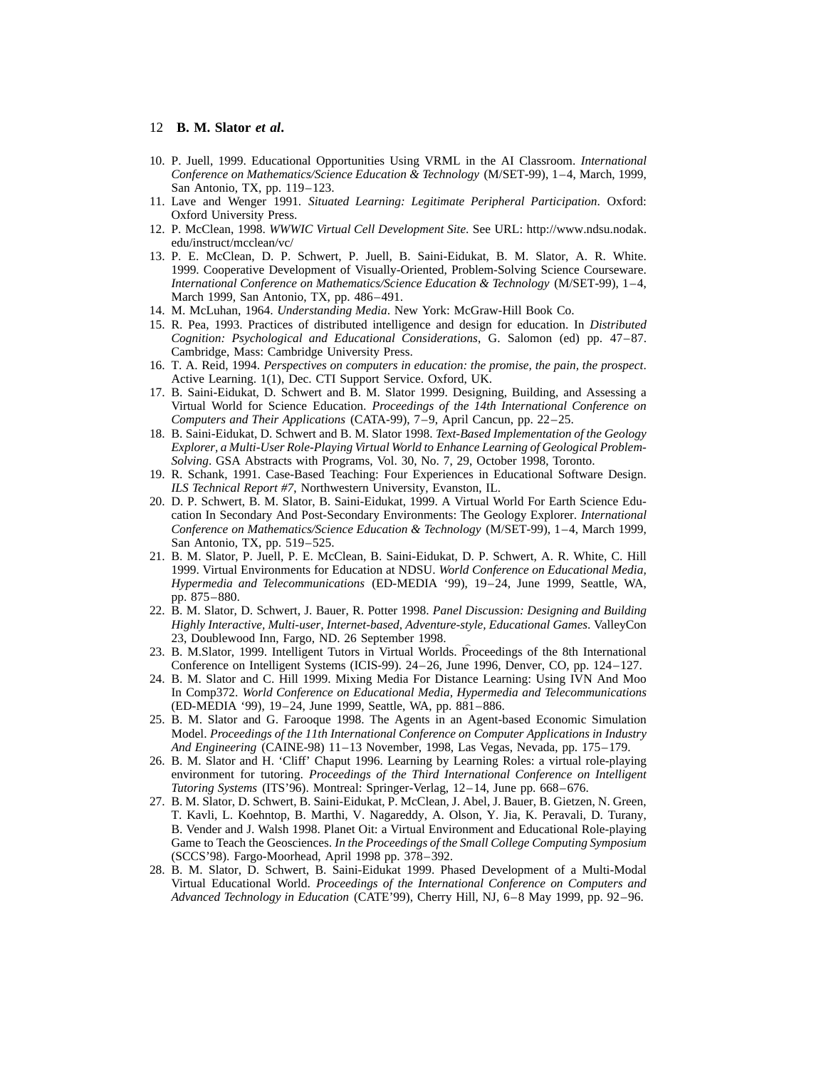10. P. Juell, 1999. Educational Opportunities Using VRML in the AI Classroom. *International Conference on Mathematics/Science Education & Technology* (M/SET-99), 1–4, March, 1999, San Antonio, TX, pp. 119–123.
11. Lave and Wenger 1991. *Situated Learning: Legitimate Peripheral Participation*. Oxford: Oxford University Press.
12. P. McClean, 1998. *WWWIC Virtual Cell Development Site*. See URL: http://www.ndsu.nodak.edu/instruct/mcclean/vc/
13. P. E. McClean, D. P. Schwert, P. Juell, B. Saini-Eidukat, B. M. Slator, A. R. White. 1999. Cooperative Development of Visually-Oriented, Problem-Solving Science Courseware. *International Conference on Mathematics/Science Education & Technology* (M/SET-99), 1–4, March 1999, San Antonio, TX, pp. 486–491.
14. M. McLuhan, 1964. *Understanding Media*. New York: McGraw-Hill Book Co.
15. R. Pea, 1993. Practices of distributed intelligence and design for education. In *Distributed Cognition: Psychological and Educational Considerations*, G. Salomon (ed) pp. 47–87. Cambridge, Mass: Cambridge University Press.
16. T. A. Reid, 1994. *Perspectives on computers in education: the promise, the pain, the prospect*. Active Learning. 1(1), Dec. CTI Support Service. Oxford, UK.
17. B. Saini-Eidukat, D. Schwert and B. M. Slator 1999. Designing, Building, and Assessing a Virtual World for Science Education. *Proceedings of the 14th International Conference on Computers and Their Applications* (CATA-99), 7–9, April Cancun, pp. 22–25.
18. B. Saini-Eidukat, D. Schwert and B. M. Slator 1998. *Text-Based Implementation of the Geology Explorer, a Multi-User Role-Playing Virtual World to Enhance Learning of Geological Problem-Solving*. GSA Abstracts with Programs, Vol. 30, No. 7, 29, October 1998, Toronto.
19. R. Schank, 1991. Case-Based Teaching: Four Experiences in Educational Software Design. *ILS Technical Report #7*, Northwestern University, Evanston, IL.
20. D. P. Schwert, B. M. Slator, B. Saini-Eidukat, 1999. A Virtual World For Earth Science Education In Secondary And Post-Secondary Environments: The Geology Explorer. *International Conference on Mathematics/Science Education & Technology* (M/SET-99), 1–4, March 1999, San Antonio, TX, pp. 519–525.
21. B. M. Slator, P. Juell, P. E. McClean, B. Saini-Eidukat, D. P. Schwert, A. R. White, C. Hill 1999. Virtual Environments for Education at NDSU. *World Conference on Educational Media, Hypermedia and Telecommunications* (ED-MEDIA '99), 19–24, June 1999, Seattle, WA, pp. 875–880.
22. B. M. Slator, D. Schwert, J. Bauer, R. Potter 1998. *Panel Discussion: Designing and Building Highly Interactive, Multi-user, Internet-based, Adventure-style, Educational Games*. ValleyCon 23, Doublewood Inn, Fargo, ND. 26 September 1998.
23. B. M.Slator, 1999. Intelligent Tutors in Virtual Worlds. Proceedings of the 8th International Conference on Intelligent Systems (ICIS-99). 24–26, June 1996, Denver, CO, pp. 124–127.
24. B. M. Slator and C. Hill 1999. Mixing Media For Distance Learning: Using IVN And Moo In Comp372. *World Conference on Educational Media, Hypermedia and Telecommunications* (ED-MEDIA '99), 19–24, June 1999, Seattle, WA, pp. 881–886.
25. B. M. Slator and G. Farooque 1998. The Agents in an Agent-based Economic Simulation Model. *Proceedings of the 11th International Conference on Computer Applications in Industry And Engineering* (CAINE-98) 11–13 November, 1998, Las Vegas, Nevada, pp. 175–179.
26. B. M. Slator and H. 'Cliff' Chaput 1996. Learning by Learning Roles: a virtual role-playing environment for tutoring. *Proceedings of the Third International Conference on Intelligent Tutoring Systems* (ITS'96). Montreal: Springer-Verlag, 12–14, June pp. 668–676.
27. B. M. Slator, D. Schwert, B. Saini-Eidukat, P. McClean, J. Abel, J. Bauer, B. Gietzen, N. Green, T. Kavli, L. Koehntop, B. Marthi, V. Nagareddy, A. Olson, Y. Jia, K. Peravali, D. Turany, B. Vender and J. Walsh 1998. Planet Oit: a Virtual Environment and Educational Role-playing Game to Teach the Geosciences. *In the Proceedings of the Small College Computing Symposium* (SCCS'98). Fargo-Moorhead, April 1998 pp. 378–392.
28. B. M. Slator, D. Schwert, B. Saini-Eidukat 1999. Phased Development of a Multi-Modal Virtual Educational World. *Proceedings of the International Conference on Computers and Advanced Technology in Education* (CATE'99), Cherry Hill, NJ, 6–8 May 1999, pp. 92–96.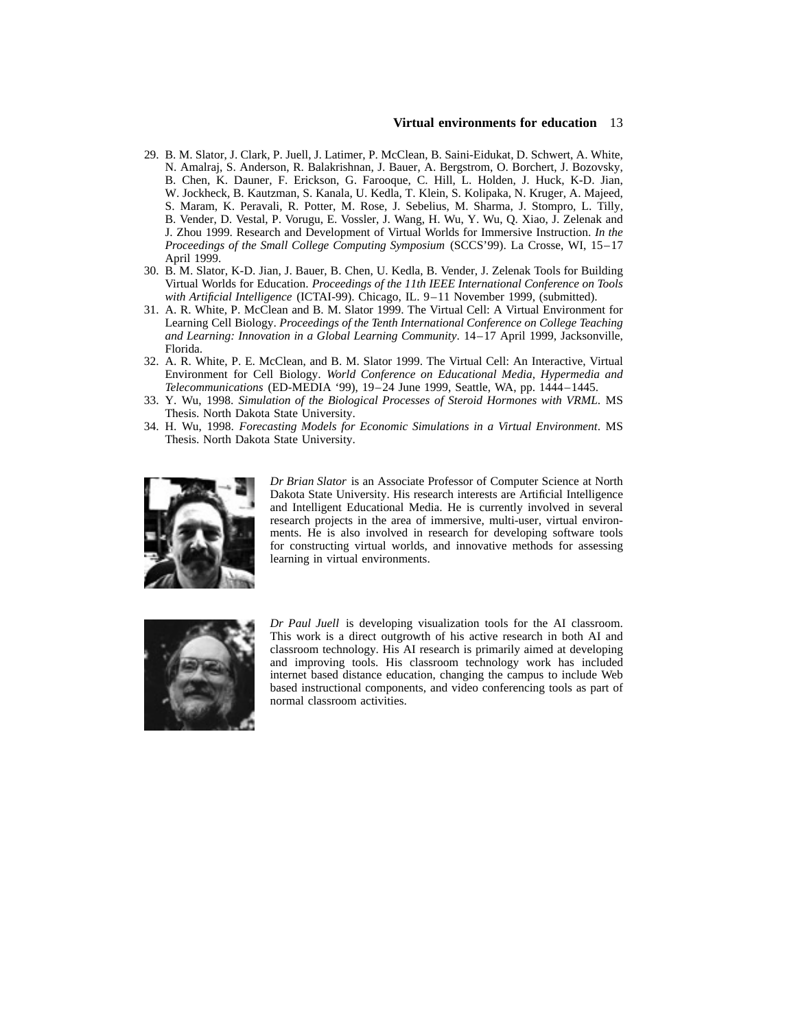29. B. M. Slator, J. Clark, P. Juell, J. Latimer, P. McClean, B. Saini-Eidukat, D. Schwert, A. White, N. Amalraj, S. Anderson, R. Balakrishnan, J. Bauer, A. Bergstrom, O. Borchert, J. Bozovsky, B. Chen, K. Dauner, F. Erickson, G. Farooque, C. Hill, L. Holden, J. Huck, K-D. Jian, W. Jockheck, B. Kautzman, S. Kanala, U. Kedla, T. Klein, S. Kolipaka, N. Kruger, A. Majeed, S. Maram, K. Peravali, R. Potter, M. Rose, J. Sebelius, M. Sharma, J. Stompro, L. Tilly, B. Vender, D. Vestal, P. Vorugu, E. Vossler, J. Wang, H. Wu, Y. Wu, Q. Xiao, J. Zelenak and J. Zhou 1999. Research and Development of Virtual Worlds for Immersive Instruction. *In the Proceedings of the Small College Computing Symposium* (SCCS'99). La Crosse, WI, 15–17 April 1999.
30. B. M. Slator, K-D. Jian, J. Bauer, B. Chen, U. Kedla, B. Vender, J. Zelenak Tools for Building Virtual Worlds for Education. *Proceedings of the 11th IEEE International Conference on Tools with Artificial Intelligence* (ICTAI-99). Chicago, IL. 9–11 November 1999, (submitted).
31. A. R. White, P. McClean and B. M. Slator 1999. The Virtual Cell: A Virtual Environment for Learning Cell Biology. *Proceedings of the Tenth International Conference on College Teaching and Learning: Innovation in a Global Learning Community*. 14–17 April 1999, Jacksonville, Florida.
32. A. R. White, P. E. McClean, and B. M. Slator 1999. The Virtual Cell: An Interactive, Virtual Environment for Cell Biology. *World Conference on Educational Media, Hypermedia and Telecommunications* (ED-MEDIA '99), 19–24 June 1999, Seattle, WA, pp. 1444–1445.
33. Y. Wu, 1998. *Simulation of the Biological Processes of Steroid Hormones with VRML*. MS Thesis. North Dakota State University.
34. H. Wu, 1998. *Forecasting Models for Economic Simulations in a Virtual Environment*. MS Thesis. North Dakota State University.

*Dr Brian Slator* is an Associate Professor of Computer Science at North Dakota State University. His research interests are Artificial Intelligence and Intelligent Educational Media. He is currently involved in several research projects in the area of immersive, multi-user, virtual environments. He is also involved in research for developing software tools for constructing virtual worlds, and innovative methods for assessing learning in virtual environments.

*Dr Paul Juell* is developing visualization tools for the AI classroom. This work is a direct outgrowth of his active research in both AI and classroom technology. His AI research is primarily aimed at developing and improving tools. His classroom technology work has included internet based distance education, changing the campus to include Web based instructional components, and video conferencing tools as part of normal classroom activities.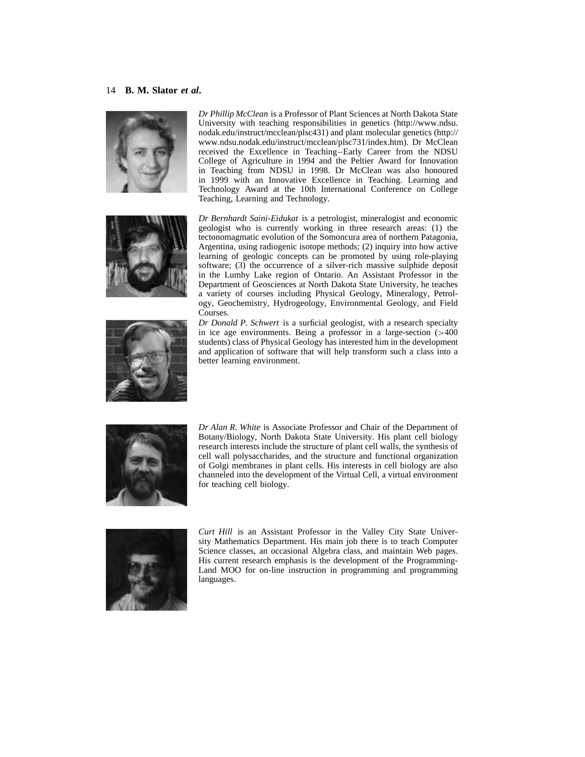*Dr Phillip McClean* is a Professor of Plant Sciences at North Dakota State University with teaching responsibilities in genetics (http://www.ndsu.nodak.edu/instruct/mcclean/plsc431) and plant molecular genetics (http://www.ndsu.nodak.edu/instruct/mcclean/plsc731/index.htm). Dr McClean received the Excellence in Teaching–Early Career from the NDSU College of Agriculture in 1994 and the Peltier Award for Innovation in Teaching from NDSU in 1998. Dr McClean was also honoured in 1999 with an Innovative Excellence in Teaching. Learning and Technology Award at the 10th International Conference on College Teaching, Learning and Technology.

*Dr Bernhardt Saini-Eidukat* is a petrologist, mineralogist and economic geologist who is currently working in three research areas: (1) the tectonomagmatic evolution of the Somoncura area of northern Patagonia, Argentina, using radiogenic isotope methods; (2) inquiry into how active learning of geologic concepts can be promoted by using role-playing software; (3) the occurrence of a silver-rich massive sulphide deposit in the Lumby Lake region of Ontario. An Assistant Professor in the Department of Geosciences at North Dakota State University, he teaches a variety of courses including Physical Geology, Mineralogy, Petrology, Geochemistry, Hydrogeology, Environmental Geology, and Field Courses.

*Dr Donald P. Schwert* is a surficial geologist, with a research specialty in ice age environments. Being a professor in a large-section (>400 students) class of Physical Geology has interested him in the development and application of software that will help transform such a class into a better learning environment.

*Dr Alan R. White* is Associate Professor and Chair of the Department of Botany/Biology, North Dakota State University. His plant cell biology research interests include the structure of plant cell walls, the synthesis of cell wall polysaccharides, and the structure and functional organization of Golgi membranes in plant cells. His interests in cell biology are also channeled into the development of the Virtual Cell, a virtual environment for teaching cell biology.

*Curt Hill* is an Assistant Professor in the Valley City State University Mathematics Department. His main job there is to teach Computer Science classes, an occasional Algebra class, and maintain Web pages. His current research emphasis is the development of the Programming-Land MOO for on-line instruction in programming and programming languages.